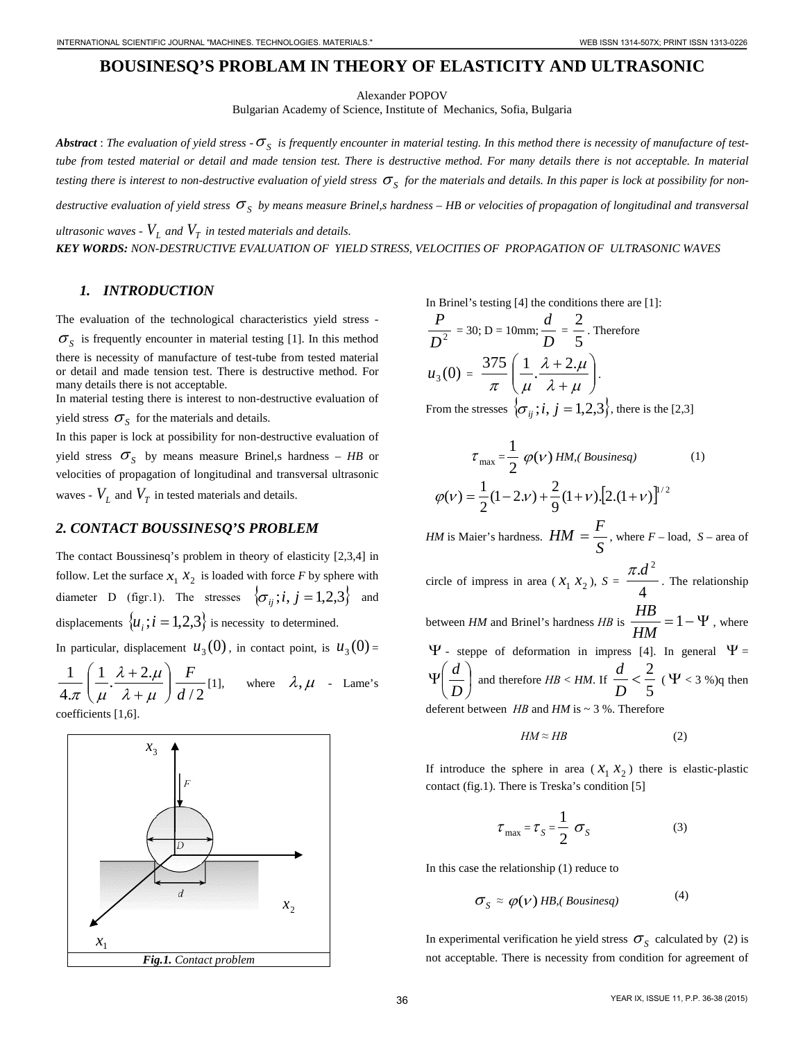# BOUSINESQ'S PROBLAM IN THEORY OF ELASTICITY AND ULTRASONIC

Alexander POPOV
Bulgarian Academy of Science, Institute of Mechanics, Sofia, Bulgaria

***Abstract*** : *The evaluation of yield stress - $\sigma_S$ is frequently encounter in material testing. In this method there is necessity of manufacture of test-tube from tested material or detail and made tension test. There is destructive method. For many details there is not acceptable. In material testing there is interest to non-destructive evaluation of yield stress $\sigma_S$ for the materials and details. In this paper is lock at possibility for non-destructive evaluation of yield stress $\sigma_S$ by means measure Brinel,s hardness – HB or velocities of propagation of longitudinal and transversal ultrasonic waves - $V_L$ and $V_T$ in tested materials and details.*

***KEY WORDS:*** *NON-DESTRUCTIVE EVALUATION OF YIELD STRESS, VELOCITIES OF PROPAGATION OF ULTRASONIC WAVES*

## 1. INTRODUCTION

The evaluation of the technological characteristics yield stress - $\sigma_S$ is frequently encounter in material testing [1]. In this method there is necessity of manufacture of test-tube from tested material or detail and made tension test. There is destructive method. For many details there is not acceptable.

In material testing there is interest to non-destructive evaluation of yield stress $\sigma_S$ for the materials and details.

In this paper is lock at possibility for non-destructive evaluation of yield stress $\sigma_S$ by means measure Brinel,s hardness – *HB* or velocities of propagation of longitudinal and transversal ultrasonic waves - $V_L$ and $V_T$ in tested materials and details.

## 2. CONTACT BOUSSINESQ'S PROBLEM

The contact Boussinesq's problem in theory of elasticity [2,3,4] in follow. Let the surface $x_1\,x_2$ is loaded with force *F* by sphere with diameter D (figr.1). The stresses $\{\sigma_{ij};i,\,j=1,2,3\}$ and displacements $\{u_i;i=1,2,3\}$ is necessity to determined.

In particular, displacement $u_3(0)$, in contact point, is $u_3(0) = \dfrac{1}{4.\pi}\left(\dfrac{1}{\mu}.\dfrac{\lambda+2.\mu}{\lambda+\mu}\right)\dfrac{F}{d/2}$ [1], where $\lambda,\mu$ - Lame's coefficients [1,6].

*Fig.1.* *Contact problem*

In Brinel's testing [4] the conditions there are [1]:

$\dfrac{P}{D^2}$ = 30; D = 10mm; $\dfrac{d}{D}$ = $\dfrac{2}{5}$. Therefore

$u_3(0) = \dfrac{375}{\pi}\left(\dfrac{1}{\mu}.\dfrac{\lambda+2.\mu}{\lambda+\mu}\right)$.

From the stresses $\{\sigma_{ij};i,\,j=1,2,3\}$, there is the [2,3]

$$\tau_{\max} = \frac{1}{2}\,\varphi(\nu)\ HM,(\textit{Bousinesq}) \qquad (1)$$

$$\varphi(\nu) = \frac{1}{2}(1-2.\nu) + \frac{2}{9}(1+\nu).[2.(1+\nu)]^{1/2}$$

*HM* is Maier's hardness. $HM = \dfrac{F}{S}$, where *F* – load, *S* – area of circle of impress in area ($x_1\,x_2$), $S = \dfrac{\pi.d^2}{4}$. The relationship between *HM* and Brinel's hardness *HB* is $\dfrac{HB}{HM} = 1-\Psi$, where $\Psi$ - steppe of deformation in impress [4]. In general $\Psi = \Psi\left(\dfrac{d}{D}\right)$ and therefore *HB* < *HM*. If $\dfrac{d}{D} < \dfrac{2}{5}$ ($\Psi$ < 3 %)q then deferent between *HB* and *HM* is ~ 3 %. Therefore

$$HM \approx HB \qquad (2)$$

If introduce the sphere in area ($x_1\,x_2$) there is elastic-plastic contact (fig.1). There is Treska's condition [5]

$$\tau_{\max} = \tau_S = \frac{1}{2}\,\sigma_S \qquad (3)$$

In this case the relationship (1) reduce to

$$\sigma_S \approx \varphi(\nu)\ HB,(\textit{Bousinesq}) \qquad (4)$$

In experimental verification he yield stress $\sigma_S$ calculated by (2) is not acceptable. There is necessity from condition for agreement of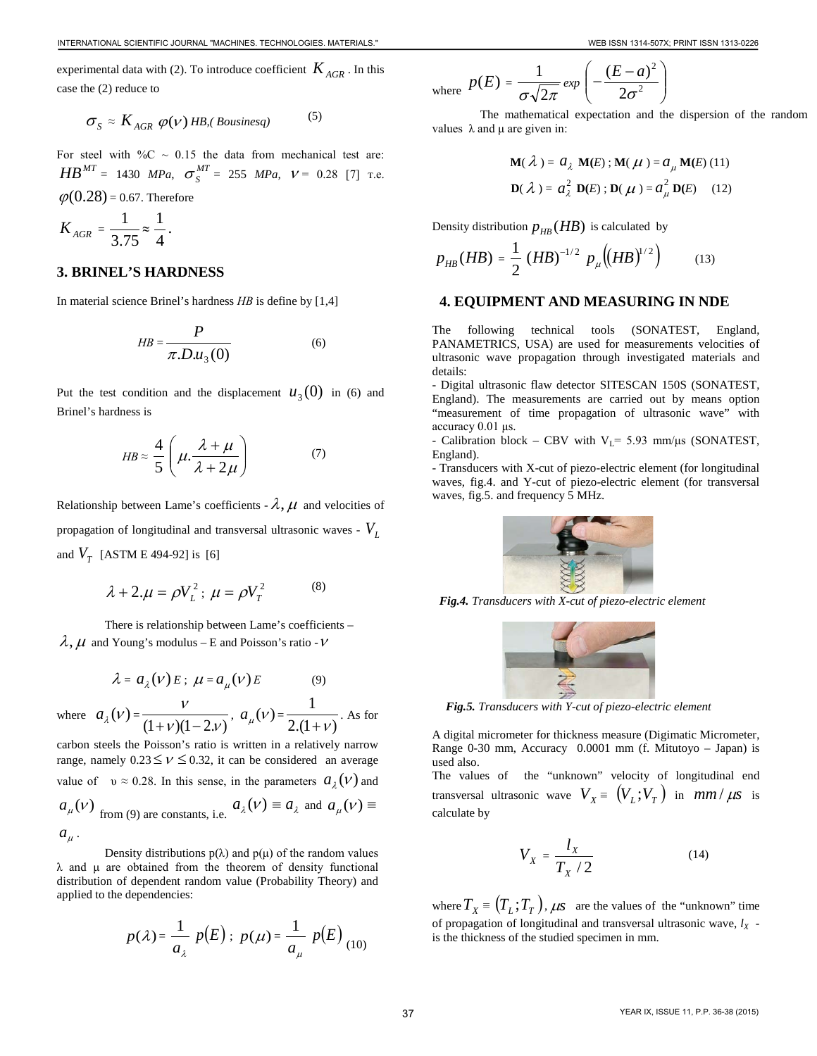experimental data with (2). To introduce coefficient $K_{AGR}$. In this case the (2) reduce to

$$\sigma_S \approx K_{AGR}\ \varphi(\nu)\ HB, (\ Bousinesq) \qquad (5)$$

For steel with %C ~ 0.15 the data from mechanical test are: $HB^{MT}$ = 1430 *MPa*, $\sigma_S^{MT}$ = 255 *MPa*, $\nu$ = 0.28 [7] т.е. $\varphi(0.28)$ = 0.67. Therefore

$$K_{AGR} = \frac{1}{3.75} \approx \frac{1}{4}.$$

## 3. BRINEL'S HARDNESS

In material science Brinel's hardness *HB* is define by [1,4]

$$HB = \frac{P}{\pi.D.u_3(0)} \qquad (6)$$

Put the test condition and the displacement $u_3(0)$ in (6) and Brinel's hardness is

$$HB \approx \frac{4}{5}\left(\mu.\frac{\lambda+\mu}{\lambda+2\mu}\right) \qquad (7)$$

Relationship between Lame's coefficients - $\lambda, \mu$ and velocities of propagation of longitudinal and transversal ultrasonic waves - $V_L$ and $V_T$ [ASTM E 494-92] is [6]

$$\lambda + 2.\mu = \rho V_L^2 \,;\ \mu = \rho V_T^2 \qquad (8)$$

There is relationship between Lame's coefficients – $\lambda, \mu$ and Young's modulus – E and Poisson's ratio - $\nu$

$$\lambda = a_\lambda(\nu)\,E \,;\ \mu = a_\mu(\nu)\,E \qquad (9)$$

where $a_\lambda(\nu) = \dfrac{\nu}{(1+\nu)(1-2.\nu)}$, $a_\mu(\nu) = \dfrac{1}{2.(1+\nu)}$. As for carbon steels the Poisson's ratio is written in a relatively narrow range, namely $0.23 \le \nu \le 0.32$, it can be considered an average value of $\upsilon \approx 0.28$. In this sense, in the parameters $a_\lambda(\nu)$ and $a_\mu(\nu)$ from (9) are constants, i.e. $a_\lambda(\nu) \equiv a_\lambda$ and $a_\mu(\nu) \equiv a_\mu$.

Density distributions p(λ) and p(μ) of the random values λ and μ are obtained from the theorem of density functional distribution of dependent random value (Probability Theory) and applied to the dependencies:

$$p(\lambda) = \frac{1}{a_\lambda}\ p(E)\,;\ p(\mu) = \frac{1}{a_\mu}\ p(E) \qquad (10)$$

where $p(E) = \dfrac{1}{\sigma\sqrt{2\pi}}\,exp\left(-\dfrac{(E-a)^2}{2\sigma^2}\right)$

The mathematical expectation and the dispersion of the random values λ and μ are given in:

$$\mathbf{M}(\lambda) = a_\lambda\ \mathbf{M}(E)\,;\ \mathbf{M}(\mu) = a_\mu\ \mathbf{M}(E) \qquad (11)$$

$$\mathbf{D}(\lambda) = a_\lambda^2\ \mathbf{D}(E)\,;\ \mathbf{D}(\mu) = a_\mu^2\ \mathbf{D}(E) \qquad (12)$$

Density distribution $p_{HB}(HB)$ is calculated by

$$p_{HB}(HB) = \frac{1}{2}\,(HB)^{-1/2}\ p_\mu\left((HB)^{1/2}\right) \qquad (13)$$

## 4. EQUIPMENT AND MEASURING IN NDE

The following technical tools (SONATEST, England, PANAMETRICS, USA) are used for measurements velocities of ultrasonic wave propagation through investigated materials and details:

- Digital ultrasonic flaw detector SITESCAN 150S (SONATEST, England). The measurements are carried out by means option "measurement of time propagation of ultrasonic wave" with accuracy 0.01 μs.
- Calibration block – CBV with $V_L$= 5.93 mm/μs (SONATEST, England).
- Transducers with X-cut of piezo-electric element (for longitudinal waves, fig.4. and Y-cut of piezo-electric element (for transversal waves, fig.5. and frequency 5 MHz.

***Fig.4.*** *Transducers with X-cut of piezo-electric element*

***Fig.5.*** *Transducers with Y-cut of piezo-electric element*

A digital micrometer for thickness measure (Digimatic Micrometer, Range 0-30 mm, Accuracy 0.0001 mm (f. Mitutoyo – Japan) is used also.

The values of the "unknown" velocity of longitudinal end transversal ultrasonic wave $V_X \equiv (V_L; V_T)$ in $mm/\mu s$ is calculate by

$$V_X = \frac{l_X}{T_X/2} \qquad (14)$$

where $T_X \equiv (T_L; T_T)$, $\mu s$ are the values of the "unknown" time of propagation of longitudinal and transversal ultrasonic wave, $l_X$ - is the thickness of the studied specimen in mm.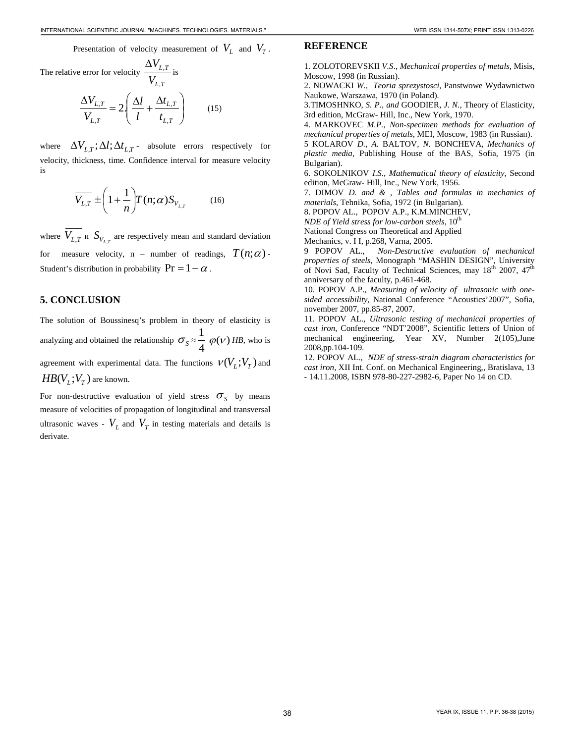Presentation of velocity measurement of $V_L$ and $V_T$.

The relative error for velocity $\frac{\Delta V_{L,T}}{V_{L,T}}$ is

$$\frac{\Delta V_{L,T}}{V_{L,T}} = 2.\left(\frac{\Delta l}{l} + \frac{\Delta t_{L,T}}{t_{L,T}}\right) \qquad (15)$$

where $\Delta V_{L,T}; \Delta l; \Delta t_{L,T}$ - absolute errors respectively for velocity, thickness, time. Confidence interval for measure velocity is

$$\overline{V_{L,T}} \pm \left(1 + \frac{1}{n}\right) T(n;\alpha) S_{V_{L,T}} \qquad (16)$$

where $\overline{V_{L,T}}$ и $S_{V_{L,T}}$ are respectively mean and standard deviation for measure velocity, n – number of readings, $T(n;\alpha)$ - Student's distribution in probability $\Pr = 1 - \alpha$.

## 5. CONCLUSION

The solution of Boussinesq's problem in theory of elasticity is analyzing and obtained the relationship $\sigma_S \approx \frac{1}{4} \varphi(\nu)$ *HB*, who is agreement with experimental data. The functions $\nu(V_L;V_T)$ and $HB(V_L;V_T)$ are known.

For non-destructive evaluation of yield stress $\sigma_S$ by means measure of velocities of propagation of longitudinal and transversal ultrasonic waves - $V_L$ and $V_T$ in testing materials and details is derivate.

## REFERENCE

1. ZOLOTOREVSKII *V.S.*, *Mechanical properties of metals*, Misis, Moscow, 1998 (in Russian).
2. NOWACKI *W.*, *Teoria sprezystosci*, Panstwowe Wydawnictwo Naukowe, Warszawa, 1970 (in Poland).
3. TIMOSHNKO, *S. P., and* GOODIER, *J. N.,* Theory of Elasticity, 3rd edition, McGraw- Hill, Inc., New York, 1970.
4. MARKOVEC *M.P., Non-specimen methods for evaluation of mechanical properties of metals*, MEI, Moscow, 1983 (in Russian).
5. KOLAROV *D., A.* BALTOV, *N.* BONCHEVA, *Mechanics of plastic media*, Publishing House of the BAS, Sofia, 1975 (in Bulgarian).
6. SOKOLNIKOV *I.S., Mathematical theory of elasticity*, Second edition, McGraw- Hill, Inc., New York, 1956.
7. DIMOV *D. and & , Tables and formulas in mechanics of materials*, Tehnika, Sofia, 1972 (in Bulgarian).
8. POPOV AL., POPOV A.P., K.M.MINCHEV, *NDE of Yield stress for low-carbon steels*, 10th National Congress on Theoretical and Applied Mechanics, v. I I, p.268, Varna, 2005.
9. POPOV AL., *Non-Destructive evaluation of mechanical properties of steels*, Monograph "MASHIN DESIGN", University of Novi Sad, Faculty of Technical Sciences, may 18th 2007, 47th anniversary of the faculty, p.461-468.
10. POPOV A.P., *Measuring of velocity of ultrasonic with one-sided accessibility*, National Conference "Acoustics'2007", Sofia, november 2007, pp.85-87, 2007.
11. POPOV AL., *Ultrasonic testing of mechanical properties of cast iron*, Conference "NDT'2008", Scientific letters of Union of mechanical engineering, Year XV, Number 2(105),June 2008,pp.104-109.
12. POPOV AL., *NDE of stress-strain diagram characteristics for cast iron*, XII Int. Conf. on Mechanical Engineering,, Bratislava, 13 - 14.11.2008, ISBN 978-80-227-2982-6, Paper No 14 on CD.